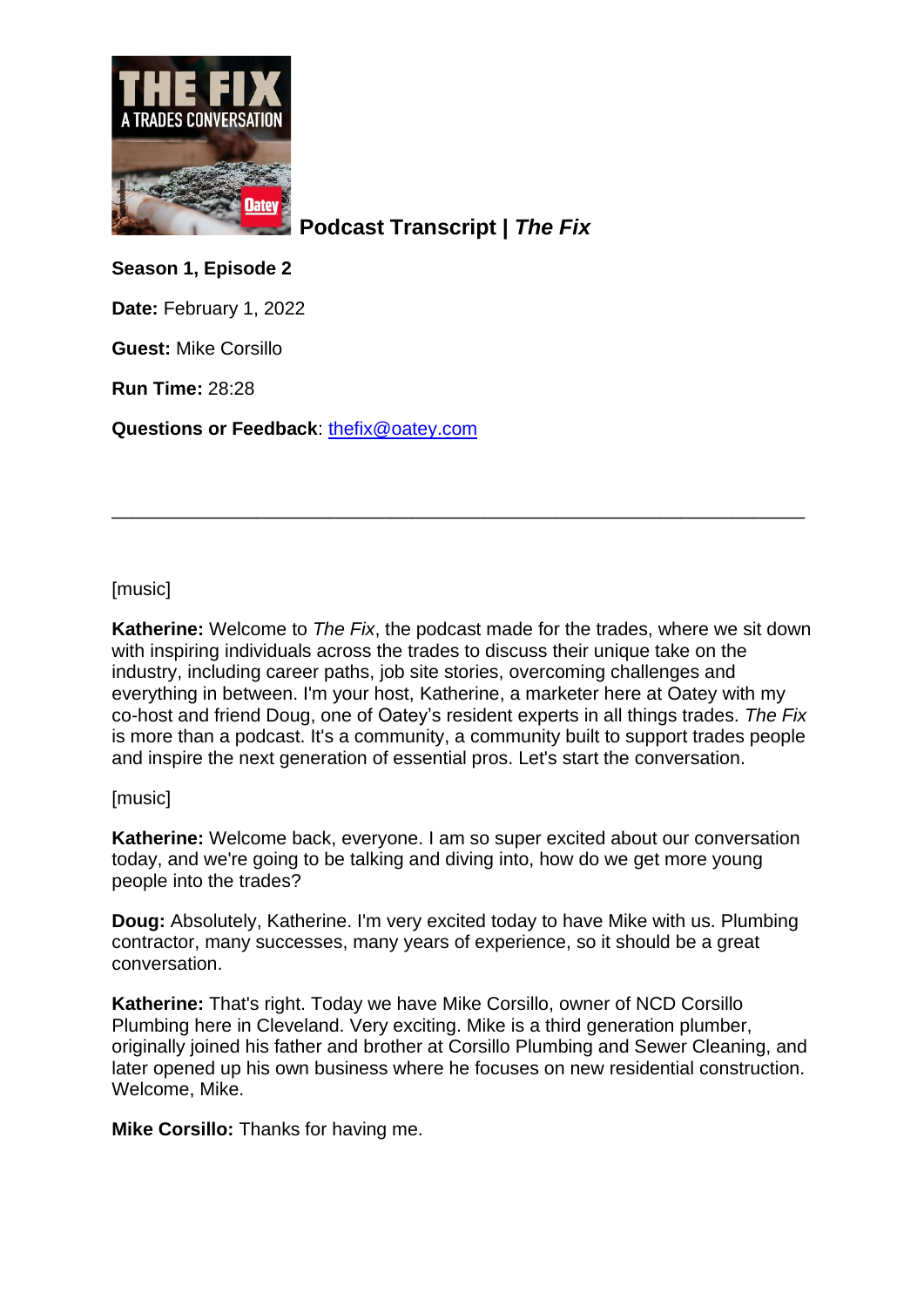**Podcast Transcript | *The Fix***

**Season 1, Episode 2**

**Date:** February 1, 2022

**Guest:** Mike Corsillo

**Run Time:** 28:28

**Questions or Feedback**: thefix@oatey.com

---

[music]

**Katherine:** Welcome to *The Fix*, the podcast made for the trades, where we sit down with inspiring individuals across the trades to discuss their unique take on the industry, including career paths, job site stories, overcoming challenges and everything in between. I'm your host, Katherine, a marketer here at Oatey with my co-host and friend Doug, one of Oatey's resident experts in all things trades. *The Fix* is more than a podcast. It's a community, a community built to support trades people and inspire the next generation of essential pros. Let's start the conversation.

[music]

**Katherine:** Welcome back, everyone. I am so super excited about our conversation today, and we're going to be talking and diving into, how do we get more young people into the trades?

**Doug:** Absolutely, Katherine. I'm very excited today to have Mike with us. Plumbing contractor, many successes, many years of experience, so it should be a great conversation.

**Katherine:** That's right. Today we have Mike Corsillo, owner of NCD Corsillo Plumbing here in Cleveland. Very exciting. Mike is a third generation plumber, originally joined his father and brother at Corsillo Plumbing and Sewer Cleaning, and later opened up his own business where he focuses on new residential construction. Welcome, Mike.

**Mike Corsillo:** Thanks for having me.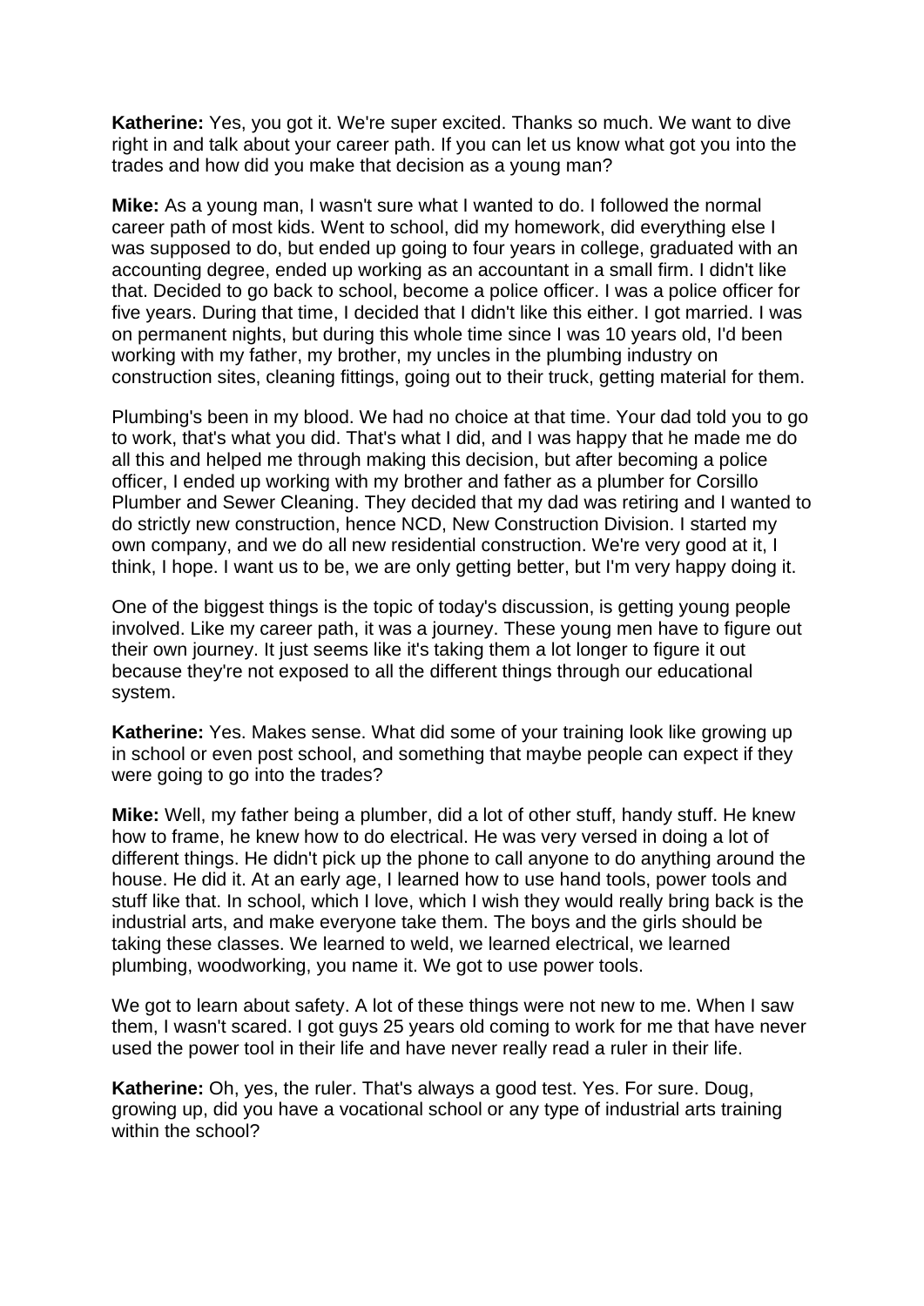**Katherine:** Yes, you got it. We're super excited. Thanks so much. We want to dive right in and talk about your career path. If you can let us know what got you into the trades and how did you make that decision as a young man?

**Mike:** As a young man, I wasn't sure what I wanted to do. I followed the normal career path of most kids. Went to school, did my homework, did everything else I was supposed to do, but ended up going to four years in college, graduated with an accounting degree, ended up working as an accountant in a small firm. I didn't like that. Decided to go back to school, become a police officer. I was a police officer for five years. During that time, I decided that I didn't like this either. I got married. I was on permanent nights, but during this whole time since I was 10 years old, I'd been working with my father, my brother, my uncles in the plumbing industry on construction sites, cleaning fittings, going out to their truck, getting material for them.

Plumbing's been in my blood. We had no choice at that time. Your dad told you to go to work, that's what you did. That's what I did, and I was happy that he made me do all this and helped me through making this decision, but after becoming a police officer, I ended up working with my brother and father as a plumber for Corsillo Plumber and Sewer Cleaning. They decided that my dad was retiring and I wanted to do strictly new construction, hence NCD, New Construction Division. I started my own company, and we do all new residential construction. We're very good at it, I think, I hope. I want us to be, we are only getting better, but I'm very happy doing it.

One of the biggest things is the topic of today's discussion, is getting young people involved. Like my career path, it was a journey. These young men have to figure out their own journey. It just seems like it's taking them a lot longer to figure it out because they're not exposed to all the different things through our educational system.

**Katherine:** Yes. Makes sense. What did some of your training look like growing up in school or even post school, and something that maybe people can expect if they were going to go into the trades?

**Mike:** Well, my father being a plumber, did a lot of other stuff, handy stuff. He knew how to frame, he knew how to do electrical. He was very versed in doing a lot of different things. He didn't pick up the phone to call anyone to do anything around the house. He did it. At an early age, I learned how to use hand tools, power tools and stuff like that. In school, which I love, which I wish they would really bring back is the industrial arts, and make everyone take them. The boys and the girls should be taking these classes. We learned to weld, we learned electrical, we learned plumbing, woodworking, you name it. We got to use power tools.

We got to learn about safety. A lot of these things were not new to me. When I saw them, I wasn't scared. I got guys 25 years old coming to work for me that have never used the power tool in their life and have never really read a ruler in their life.

**Katherine:** Oh, yes, the ruler. That's always a good test. Yes. For sure. Doug, growing up, did you have a vocational school or any type of industrial arts training within the school?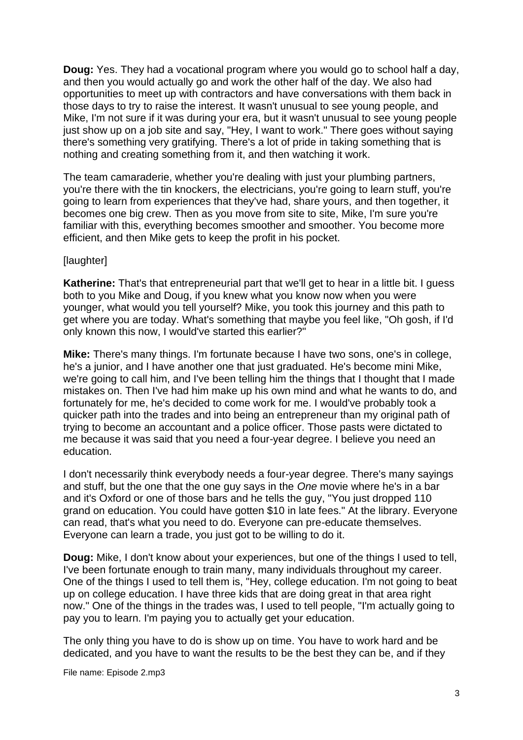**Doug:** Yes. They had a vocational program where you would go to school half a day, and then you would actually go and work the other half of the day. We also had opportunities to meet up with contractors and have conversations with them back in those days to try to raise the interest. It wasn't unusual to see young people, and Mike, I'm not sure if it was during your era, but it wasn't unusual to see young people just show up on a job site and say, "Hey, I want to work." There goes without saying there's something very gratifying. There's a lot of pride in taking something that is nothing and creating something from it, and then watching it work.

The team camaraderie, whether you're dealing with just your plumbing partners, you're there with the tin knockers, the electricians, you're going to learn stuff, you're going to learn from experiences that they've had, share yours, and then together, it becomes one big crew. Then as you move from site to site, Mike, I'm sure you're familiar with this, everything becomes smoother and smoother. You become more efficient, and then Mike gets to keep the profit in his pocket.

[laughter]

**Katherine:** That's that entrepreneurial part that we'll get to hear in a little bit. I guess both to you Mike and Doug, if you knew what you know now when you were younger, what would you tell yourself? Mike, you took this journey and this path to get where you are today. What's something that maybe you feel like, "Oh gosh, if I'd only known this now, I would've started this earlier?"

**Mike:** There's many things. I'm fortunate because I have two sons, one's in college, he's a junior, and I have another one that just graduated. He's become mini Mike, we're going to call him, and I've been telling him the things that I thought that I made mistakes on. Then I've had him make up his own mind and what he wants to do, and fortunately for me, he's decided to come work for me. I would've probably took a quicker path into the trades and into being an entrepreneur than my original path of trying to become an accountant and a police officer. Those pasts were dictated to me because it was said that you need a four-year degree. I believe you need an education.

I don't necessarily think everybody needs a four-year degree. There's many sayings and stuff, but the one that the one guy says in the *One* movie where he's in a bar and it's Oxford or one of those bars and he tells the guy, "You just dropped 110 grand on education. You could have gotten $10 in late fees." At the library. Everyone can read, that's what you need to do. Everyone can pre-educate themselves. Everyone can learn a trade, you just got to be willing to do it.

**Doug:** Mike, I don't know about your experiences, but one of the things I used to tell, I've been fortunate enough to train many, many individuals throughout my career. One of the things I used to tell them is, "Hey, college education. I'm not going to beat up on college education. I have three kids that are doing great in that area right now." One of the things in the trades was, I used to tell people, "I'm actually going to pay you to learn. I'm paying you to actually get your education.

The only thing you have to do is show up on time. You have to work hard and be dedicated, and you have to want the results to be the best they can be, and if they

File name: Episode 2.mp3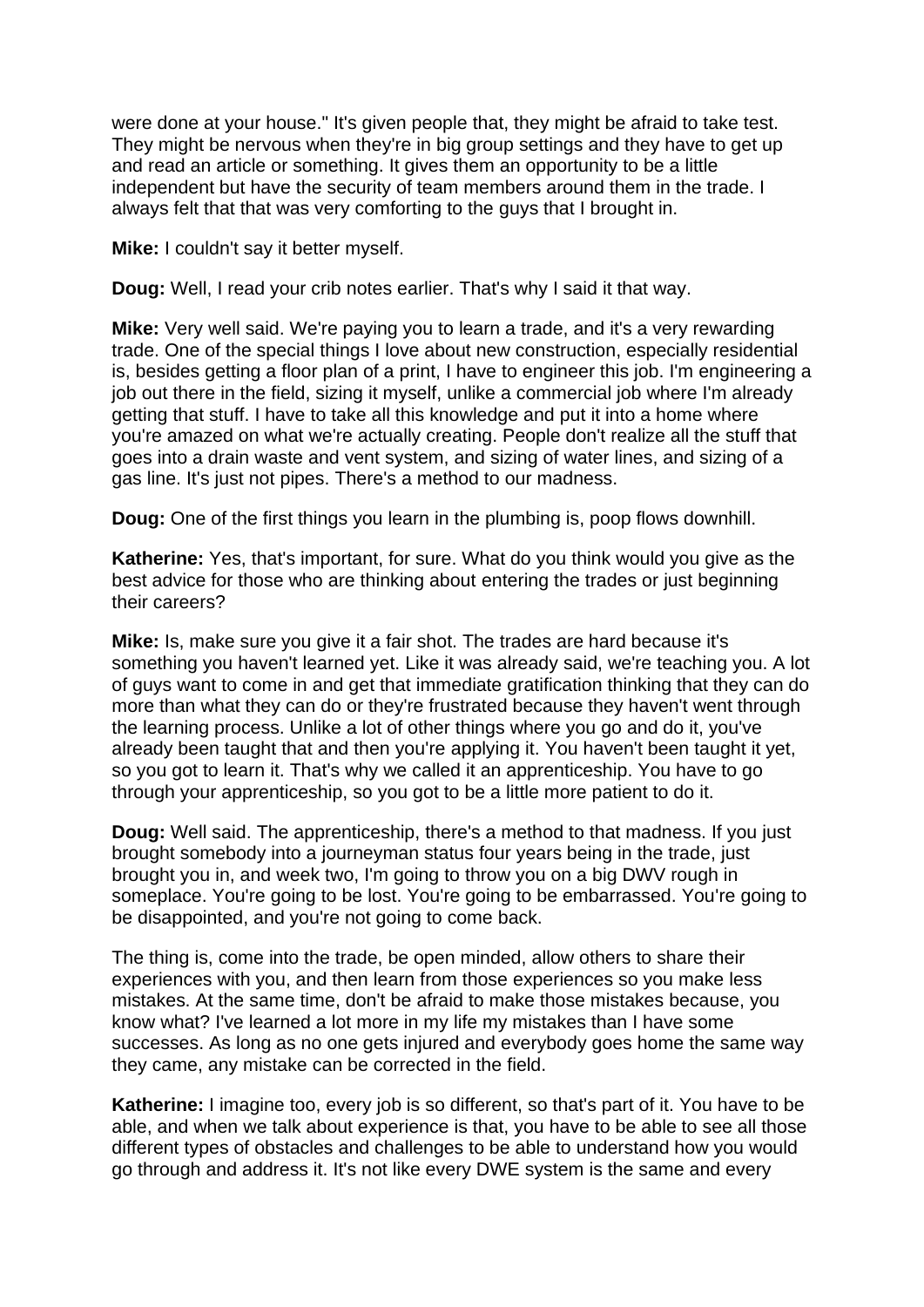were done at your house." It's given people that, they might be afraid to take test. They might be nervous when they're in big group settings and they have to get up and read an article or something. It gives them an opportunity to be a little independent but have the security of team members around them in the trade. I always felt that that was very comforting to the guys that I brought in.

**Mike:** I couldn't say it better myself.

**Doug:** Well, I read your crib notes earlier. That's why I said it that way.

**Mike:** Very well said. We're paying you to learn a trade, and it's a very rewarding trade. One of the special things I love about new construction, especially residential is, besides getting a floor plan of a print, I have to engineer this job. I'm engineering a job out there in the field, sizing it myself, unlike a commercial job where I'm already getting that stuff. I have to take all this knowledge and put it into a home where you're amazed on what we're actually creating. People don't realize all the stuff that goes into a drain waste and vent system, and sizing of water lines, and sizing of a gas line. It's just not pipes. There's a method to our madness.

**Doug:** One of the first things you learn in the plumbing is, poop flows downhill.

**Katherine:** Yes, that's important, for sure. What do you think would you give as the best advice for those who are thinking about entering the trades or just beginning their careers?

**Mike:** Is, make sure you give it a fair shot. The trades are hard because it's something you haven't learned yet. Like it was already said, we're teaching you. A lot of guys want to come in and get that immediate gratification thinking that they can do more than what they can do or they're frustrated because they haven't went through the learning process. Unlike a lot of other things where you go and do it, you've already been taught that and then you're applying it. You haven't been taught it yet, so you got to learn it. That's why we called it an apprenticeship. You have to go through your apprenticeship, so you got to be a little more patient to do it.

**Doug:** Well said. The apprenticeship, there's a method to that madness. If you just brought somebody into a journeyman status four years being in the trade, just brought you in, and week two, I'm going to throw you on a big DWV rough in someplace. You're going to be lost. You're going to be embarrassed. You're going to be disappointed, and you're not going to come back.

The thing is, come into the trade, be open minded, allow others to share their experiences with you, and then learn from those experiences so you make less mistakes. At the same time, don't be afraid to make those mistakes because, you know what? I've learned a lot more in my life my mistakes than I have some successes. As long as no one gets injured and everybody goes home the same way they came, any mistake can be corrected in the field.

**Katherine:** I imagine too, every job is so different, so that's part of it. You have to be able, and when we talk about experience is that, you have to be able to see all those different types of obstacles and challenges to be able to understand how you would go through and address it. It's not like every DWE system is the same and every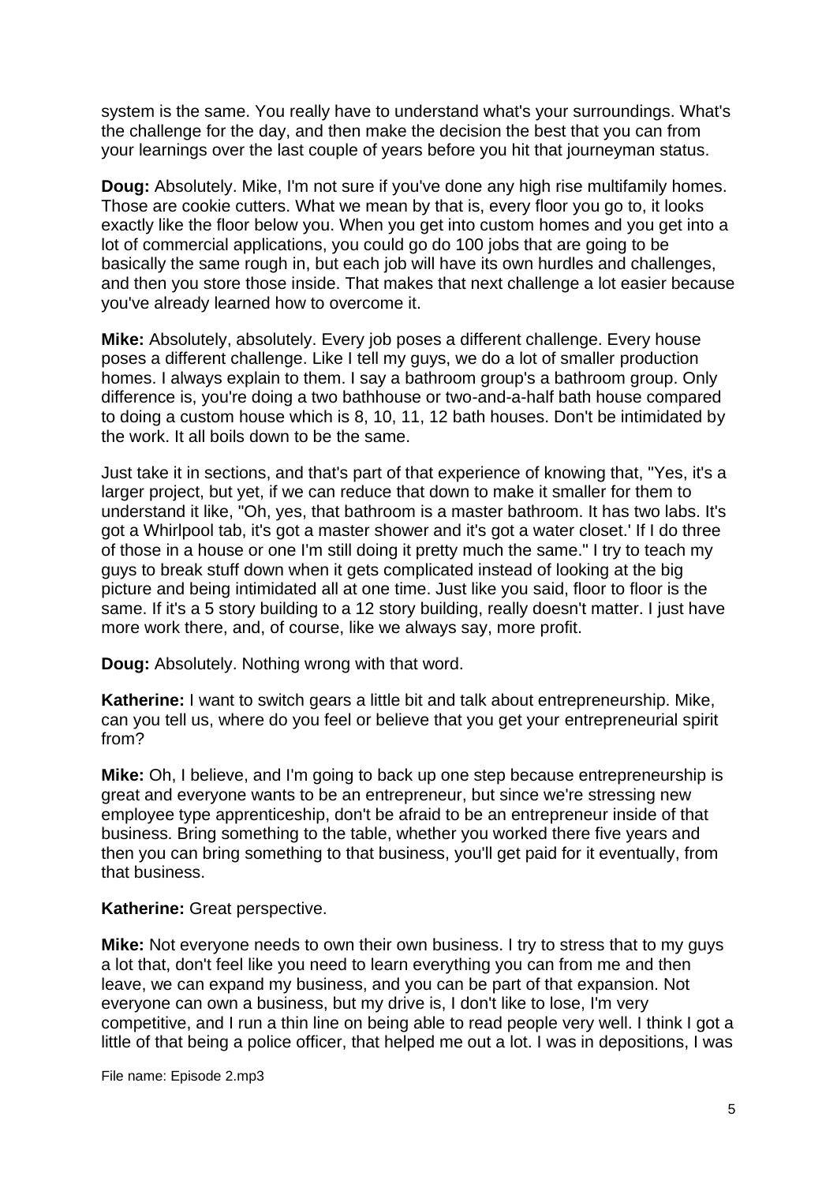system is the same. You really have to understand what's your surroundings. What's the challenge for the day, and then make the decision the best that you can from your learnings over the last couple of years before you hit that journeyman status.

**Doug:** Absolutely. Mike, I'm not sure if you've done any high rise multifamily homes. Those are cookie cutters. What we mean by that is, every floor you go to, it looks exactly like the floor below you. When you get into custom homes and you get into a lot of commercial applications, you could go do 100 jobs that are going to be basically the same rough in, but each job will have its own hurdles and challenges, and then you store those inside. That makes that next challenge a lot easier because you've already learned how to overcome it.

**Mike:** Absolutely, absolutely. Every job poses a different challenge. Every house poses a different challenge. Like I tell my guys, we do a lot of smaller production homes. I always explain to them. I say a bathroom group's a bathroom group. Only difference is, you're doing a two bathhouse or two-and-a-half bath house compared to doing a custom house which is 8, 10, 11, 12 bath houses. Don't be intimidated by the work. It all boils down to be the same.

Just take it in sections, and that's part of that experience of knowing that, "Yes, it's a larger project, but yet, if we can reduce that down to make it smaller for them to understand it like, "Oh, yes, that bathroom is a master bathroom. It has two labs. It's got a Whirlpool tab, it's got a master shower and it's got a water closet.' If I do three of those in a house or one I'm still doing it pretty much the same." I try to teach my guys to break stuff down when it gets complicated instead of looking at the big picture and being intimidated all at one time. Just like you said, floor to floor is the same. If it's a 5 story building to a 12 story building, really doesn't matter. I just have more work there, and, of course, like we always say, more profit.

**Doug:** Absolutely. Nothing wrong with that word.

**Katherine:** I want to switch gears a little bit and talk about entrepreneurship. Mike, can you tell us, where do you feel or believe that you get your entrepreneurial spirit from?

**Mike:** Oh, I believe, and I'm going to back up one step because entrepreneurship is great and everyone wants to be an entrepreneur, but since we're stressing new employee type apprenticeship, don't be afraid to be an entrepreneur inside of that business. Bring something to the table, whether you worked there five years and then you can bring something to that business, you'll get paid for it eventually, from that business.

**Katherine:** Great perspective.

**Mike:** Not everyone needs to own their own business. I try to stress that to my guys a lot that, don't feel like you need to learn everything you can from me and then leave, we can expand my business, and you can be part of that expansion. Not everyone can own a business, but my drive is, I don't like to lose, I'm very competitive, and I run a thin line on being able to read people very well. I think I got a little of that being a police officer, that helped me out a lot. I was in depositions, I was

File name: Episode 2.mp3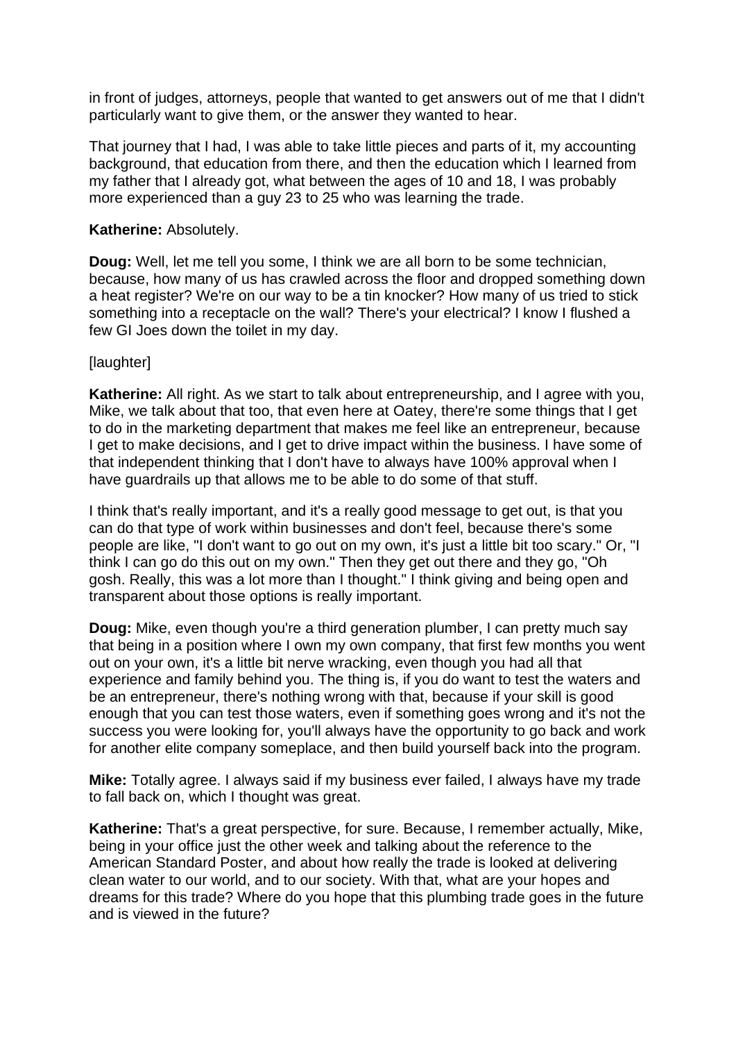in front of judges, attorneys, people that wanted to get answers out of me that I didn't particularly want to give them, or the answer they wanted to hear.

That journey that I had, I was able to take little pieces and parts of it, my accounting background, that education from there, and then the education which I learned from my father that I already got, what between the ages of 10 and 18, I was probably more experienced than a guy 23 to 25 who was learning the trade.

**Katherine:** Absolutely.

**Doug:** Well, let me tell you some, I think we are all born to be some technician, because, how many of us has crawled across the floor and dropped something down a heat register? We're on our way to be a tin knocker? How many of us tried to stick something into a receptacle on the wall? There's your electrical? I know I flushed a few GI Joes down the toilet in my day.

[laughter]

**Katherine:** All right. As we start to talk about entrepreneurship, and I agree with you, Mike, we talk about that too, that even here at Oatey, there're some things that I get to do in the marketing department that makes me feel like an entrepreneur, because I get to make decisions, and I get to drive impact within the business. I have some of that independent thinking that I don't have to always have 100% approval when I have guardrails up that allows me to be able to do some of that stuff.

I think that's really important, and it's a really good message to get out, is that you can do that type of work within businesses and don't feel, because there's some people are like, "I don't want to go out on my own, it's just a little bit too scary." Or, "I think I can go do this out on my own." Then they get out there and they go, "Oh gosh. Really, this was a lot more than I thought." I think giving and being open and transparent about those options is really important.

**Doug:** Mike, even though you're a third generation plumber, I can pretty much say that being in a position where I own my own company, that first few months you went out on your own, it's a little bit nerve wracking, even though you had all that experience and family behind you. The thing is, if you do want to test the waters and be an entrepreneur, there's nothing wrong with that, because if your skill is good enough that you can test those waters, even if something goes wrong and it's not the success you were looking for, you'll always have the opportunity to go back and work for another elite company someplace, and then build yourself back into the program.

**Mike:** Totally agree. I always said if my business ever failed, I always have my trade to fall back on, which I thought was great.

**Katherine:** That's a great perspective, for sure. Because, I remember actually, Mike, being in your office just the other week and talking about the reference to the American Standard Poster, and about how really the trade is looked at delivering clean water to our world, and to our society. With that, what are your hopes and dreams for this trade? Where do you hope that this plumbing trade goes in the future and is viewed in the future?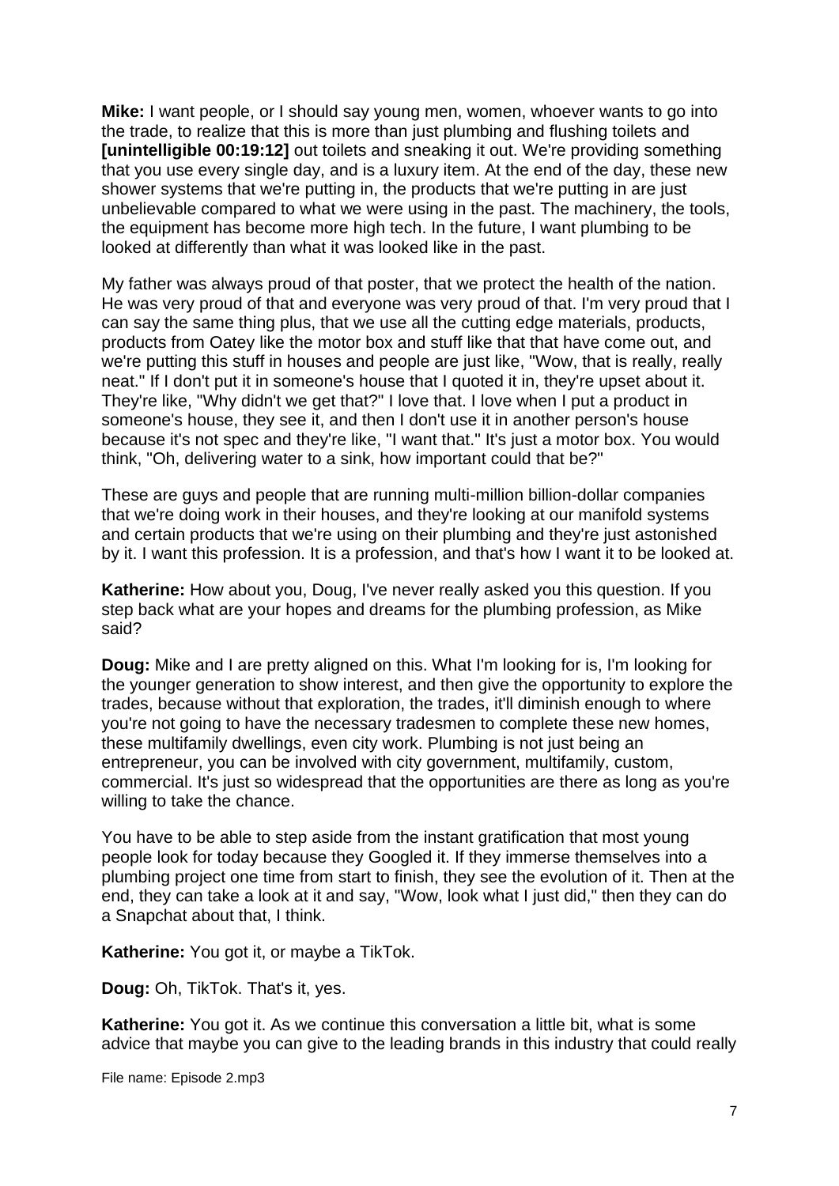**Mike:** I want people, or I should say young men, women, whoever wants to go into the trade, to realize that this is more than just plumbing and flushing toilets and **[unintelligible 00:19:12]** out toilets and sneaking it out. We're providing something that you use every single day, and is a luxury item. At the end of the day, these new shower systems that we're putting in, the products that we're putting in are just unbelievable compared to what we were using in the past. The machinery, the tools, the equipment has become more high tech. In the future, I want plumbing to be looked at differently than what it was looked like in the past.

My father was always proud of that poster, that we protect the health of the nation. He was very proud of that and everyone was very proud of that. I'm very proud that I can say the same thing plus, that we use all the cutting edge materials, products, products from Oatey like the motor box and stuff like that that have come out, and we're putting this stuff in houses and people are just like, "Wow, that is really, really neat." If I don't put it in someone's house that I quoted it in, they're upset about it. They're like, "Why didn't we get that?" I love that. I love when I put a product in someone's house, they see it, and then I don't use it in another person's house because it's not spec and they're like, "I want that." It's just a motor box. You would think, "Oh, delivering water to a sink, how important could that be?"

These are guys and people that are running multi-million billion-dollar companies that we're doing work in their houses, and they're looking at our manifold systems and certain products that we're using on their plumbing and they're just astonished by it. I want this profession. It is a profession, and that's how I want it to be looked at.

**Katherine:** How about you, Doug, I've never really asked you this question. If you step back what are your hopes and dreams for the plumbing profession, as Mike said?

**Doug:** Mike and I are pretty aligned on this. What I'm looking for is, I'm looking for the younger generation to show interest, and then give the opportunity to explore the trades, because without that exploration, the trades, it'll diminish enough to where you're not going to have the necessary tradesmen to complete these new homes, these multifamily dwellings, even city work. Plumbing is not just being an entrepreneur, you can be involved with city government, multifamily, custom, commercial. It's just so widespread that the opportunities are there as long as you're willing to take the chance.

You have to be able to step aside from the instant gratification that most young people look for today because they Googled it. If they immerse themselves into a plumbing project one time from start to finish, they see the evolution of it. Then at the end, they can take a look at it and say, "Wow, look what I just did," then they can do a Snapchat about that, I think.

**Katherine:** You got it, or maybe a TikTok.

**Doug:** Oh, TikTok. That's it, yes.

**Katherine:** You got it. As we continue this conversation a little bit, what is some advice that maybe you can give to the leading brands in this industry that could really

File name: Episode 2.mp3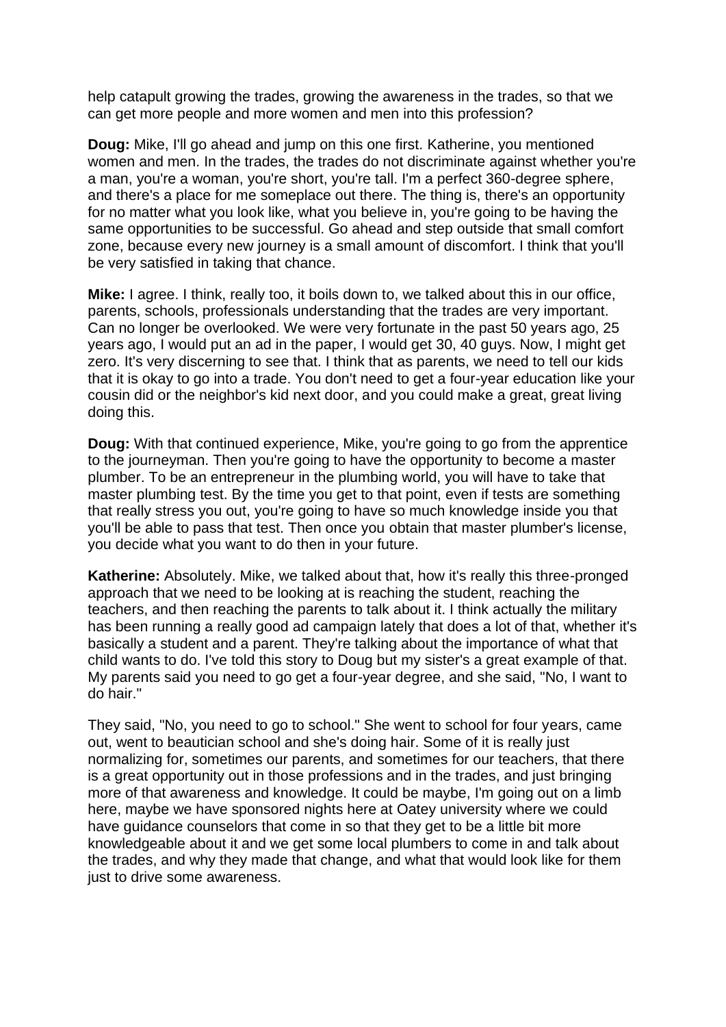help catapult growing the trades, growing the awareness in the trades, so that we can get more people and more women and men into this profession?

**Doug:** Mike, I'll go ahead and jump on this one first. Katherine, you mentioned women and men. In the trades, the trades do not discriminate against whether you're a man, you're a woman, you're short, you're tall. I'm a perfect 360-degree sphere, and there's a place for me someplace out there. The thing is, there's an opportunity for no matter what you look like, what you believe in, you're going to be having the same opportunities to be successful. Go ahead and step outside that small comfort zone, because every new journey is a small amount of discomfort. I think that you'll be very satisfied in taking that chance.

**Mike:** I agree. I think, really too, it boils down to, we talked about this in our office, parents, schools, professionals understanding that the trades are very important. Can no longer be overlooked. We were very fortunate in the past 50 years ago, 25 years ago, I would put an ad in the paper, I would get 30, 40 guys. Now, I might get zero. It's very discerning to see that. I think that as parents, we need to tell our kids that it is okay to go into a trade. You don't need to get a four-year education like your cousin did or the neighbor's kid next door, and you could make a great, great living doing this.

**Doug:** With that continued experience, Mike, you're going to go from the apprentice to the journeyman. Then you're going to have the opportunity to become a master plumber. To be an entrepreneur in the plumbing world, you will have to take that master plumbing test. By the time you get to that point, even if tests are something that really stress you out, you're going to have so much knowledge inside you that you'll be able to pass that test. Then once you obtain that master plumber's license, you decide what you want to do then in your future.

**Katherine:** Absolutely. Mike, we talked about that, how it's really this three-pronged approach that we need to be looking at is reaching the student, reaching the teachers, and then reaching the parents to talk about it. I think actually the military has been running a really good ad campaign lately that does a lot of that, whether it's basically a student and a parent. They're talking about the importance of what that child wants to do. I've told this story to Doug but my sister's a great example of that. My parents said you need to go get a four-year degree, and she said, "No, I want to do hair."

They said, "No, you need to go to school." She went to school for four years, came out, went to beautician school and she's doing hair. Some of it is really just normalizing for, sometimes our parents, and sometimes for our teachers, that there is a great opportunity out in those professions and in the trades, and just bringing more of that awareness and knowledge. It could be maybe, I'm going out on a limb here, maybe we have sponsored nights here at Oatey university where we could have guidance counselors that come in so that they get to be a little bit more knowledgeable about it and we get some local plumbers to come in and talk about the trades, and why they made that change, and what that would look like for them just to drive some awareness.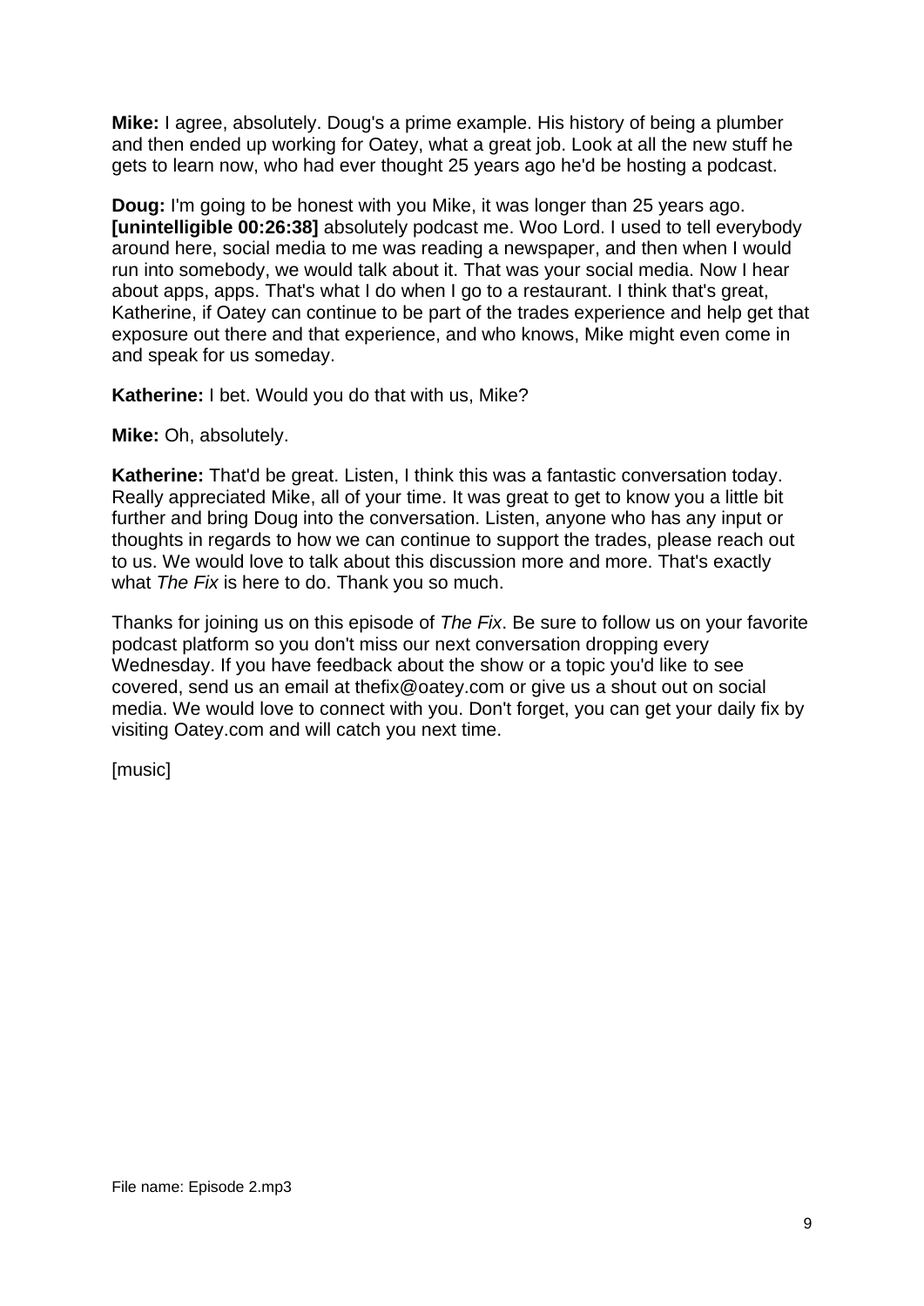**Mike:** I agree, absolutely. Doug's a prime example. His history of being a plumber and then ended up working for Oatey, what a great job. Look at all the new stuff he gets to learn now, who had ever thought 25 years ago he'd be hosting a podcast.

**Doug:** I'm going to be honest with you Mike, it was longer than 25 years ago. **[unintelligible 00:26:38]** absolutely podcast me. Woo Lord. I used to tell everybody around here, social media to me was reading a newspaper, and then when I would run into somebody, we would talk about it. That was your social media. Now I hear about apps, apps. That's what I do when I go to a restaurant. I think that's great, Katherine, if Oatey can continue to be part of the trades experience and help get that exposure out there and that experience, and who knows, Mike might even come in and speak for us someday.

**Katherine:** I bet. Would you do that with us, Mike?

**Mike:** Oh, absolutely.

**Katherine:** That'd be great. Listen, I think this was a fantastic conversation today. Really appreciated Mike, all of your time. It was great to get to know you a little bit further and bring Doug into the conversation. Listen, anyone who has any input or thoughts in regards to how we can continue to support the trades, please reach out to us. We would love to talk about this discussion more and more. That's exactly what *The Fix* is here to do. Thank you so much.

Thanks for joining us on this episode of *The Fix*. Be sure to follow us on your favorite podcast platform so you don't miss our next conversation dropping every Wednesday. If you have feedback about the show or a topic you'd like to see covered, send us an email at thefix@oatey.com or give us a shout out on social media. We would love to connect with you. Don't forget, you can get your daily fix by visiting Oatey.com and will catch you next time.

[music]